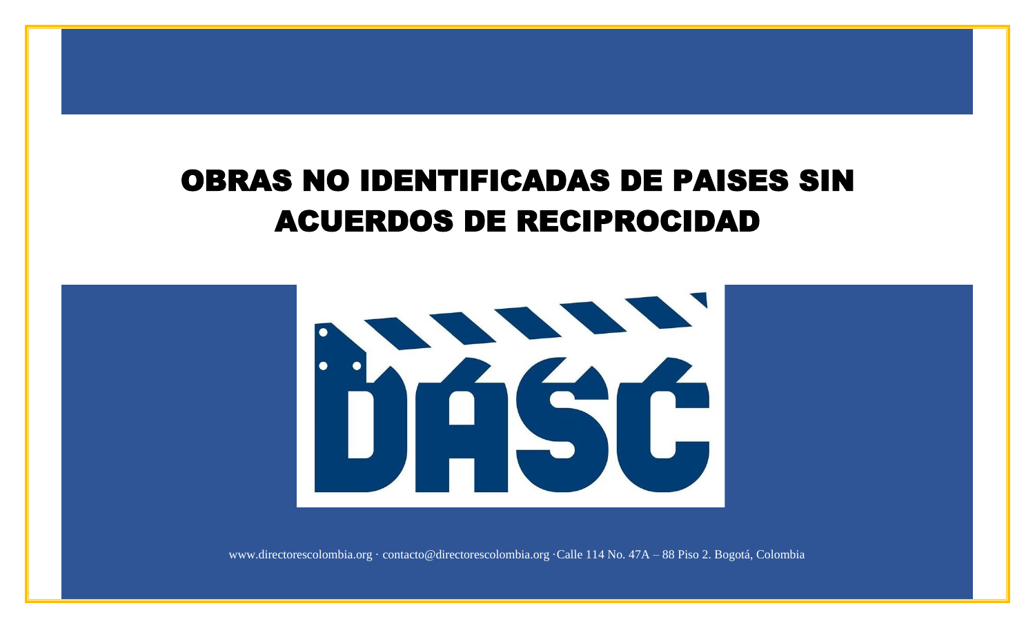# OBRAS NO IDENTIFICADAS DE PAISES SIN ACUERDOS DE RECIPROCIDAD

DASC

www.directorescolombia.org · contacto@directorescolombia.org ·Calle 114 No. 47A – 88 Piso 2. Bogotá, Colombia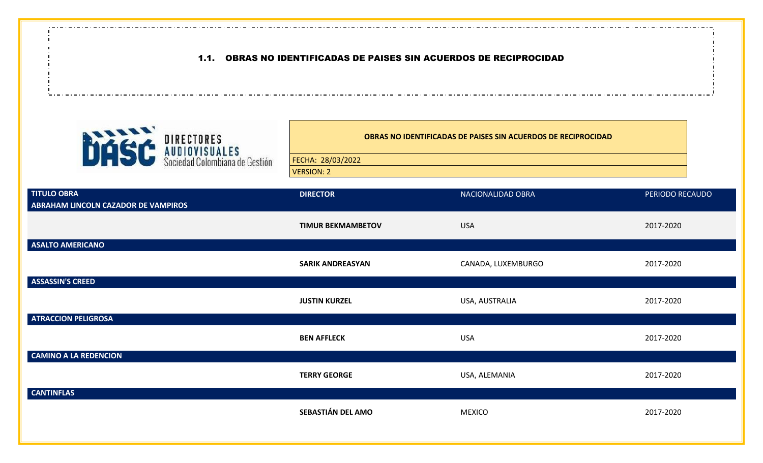## 1.1. OBRAS NO IDENTIFICADAS DE PAISES SIN ACUERDOS DE RECIPROCIDAD

DIRECTORES AUDIOVISUALES Sociedad Colombiana de Gestión

**OBRAS NO IDENTIFICADAS DE PAISES SIN ACUERDOS DE RECIPROCIDAD**

FECHA: 28/03/2022

VERSION: 2

| TITULO OBRA | DIRECTOR | NACIONALIDAD OBRA | PERIODO RECAUDO |
|---|---|---|---|
| **ABRAHAM LINCOLN CAZADOR DE VAMPIROS** | | | |
| | **TIMUR BEKMAMBETOV** | USA | 2017-2020 |
| **ASALTO AMERICANO** | | | |
| | **SARIK ANDREASYAN** | CANADA, LUXEMBURGO | 2017-2020 |
| **ASSASSIN'S CREED** | | | |
| | **JUSTIN KURZEL** | USA, AUSTRALIA | 2017-2020 |
| **ATRACCION PELIGROSA** | | | |
| | **BEN AFFLECK** | USA | 2017-2020 |
| **CAMINO A LA REDENCION** | | | |
| | **TERRY GEORGE** | USA, ALEMANIA | 2017-2020 |
| **CANTINFLAS** | | | |
| | **SEBASTIÁN DEL AMO** | MEXICO | 2017-2020 |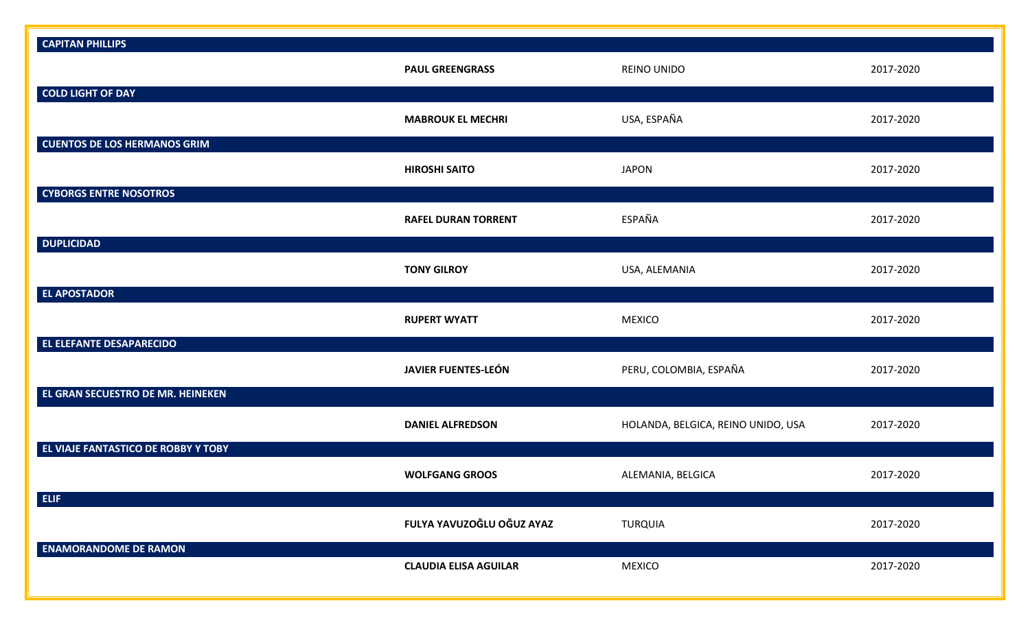| Título | Director | País | Periodo |
|---|---|---|---|
| **CAPITAN PHILLIPS** | | | |
| | **PAUL GREENGRASS** | REINO UNIDO | 2017-2020 |
| **COLD LIGHT OF DAY** | | | |
| | **MABROUK EL MECHRI** | USA, ESPAÑA | 2017-2020 |
| **CUENTOS DE LOS HERMANOS GRIM** | | | |
| | **HIROSHI SAITO** | JAPON | 2017-2020 |
| **CYBORGS ENTRE NOSOTROS** | | | |
| | **RAFEL DURAN TORRENT** | ESPAÑA | 2017-2020 |
| **DUPLICIDAD** | | | |
| | **TONY GILROY** | USA, ALEMANIA | 2017-2020 |
| **EL APOSTADOR** | | | |
| | **RUPERT WYATT** | MEXICO | 2017-2020 |
| **EL ELEFANTE DESAPARECIDO** | | | |
| | **JAVIER FUENTES-LEÓN** | PERU, COLOMBIA, ESPAÑA | 2017-2020 |
| **EL GRAN SECUESTRO DE MR. HEINEKEN** | | | |
| | **DANIEL ALFREDSON** | HOLANDA, BELGICA, REINO UNIDO, USA | 2017-2020 |
| **EL VIAJE FANTASTICO DE ROBBY Y TOBY** | | | |
| | **WOLFGANG GROOS** | ALEMANIA, BELGICA | 2017-2020 |
| **ELIF** | | | |
| | **FULYA YAVUZOĞLU OĞUZ AYAZ** | TURQUIA | 2017-2020 |
| **ENAMORANDOME DE RAMON** | | | |
| | **CLAUDIA ELISA AGUILAR** | MEXICO | 2017-2020 |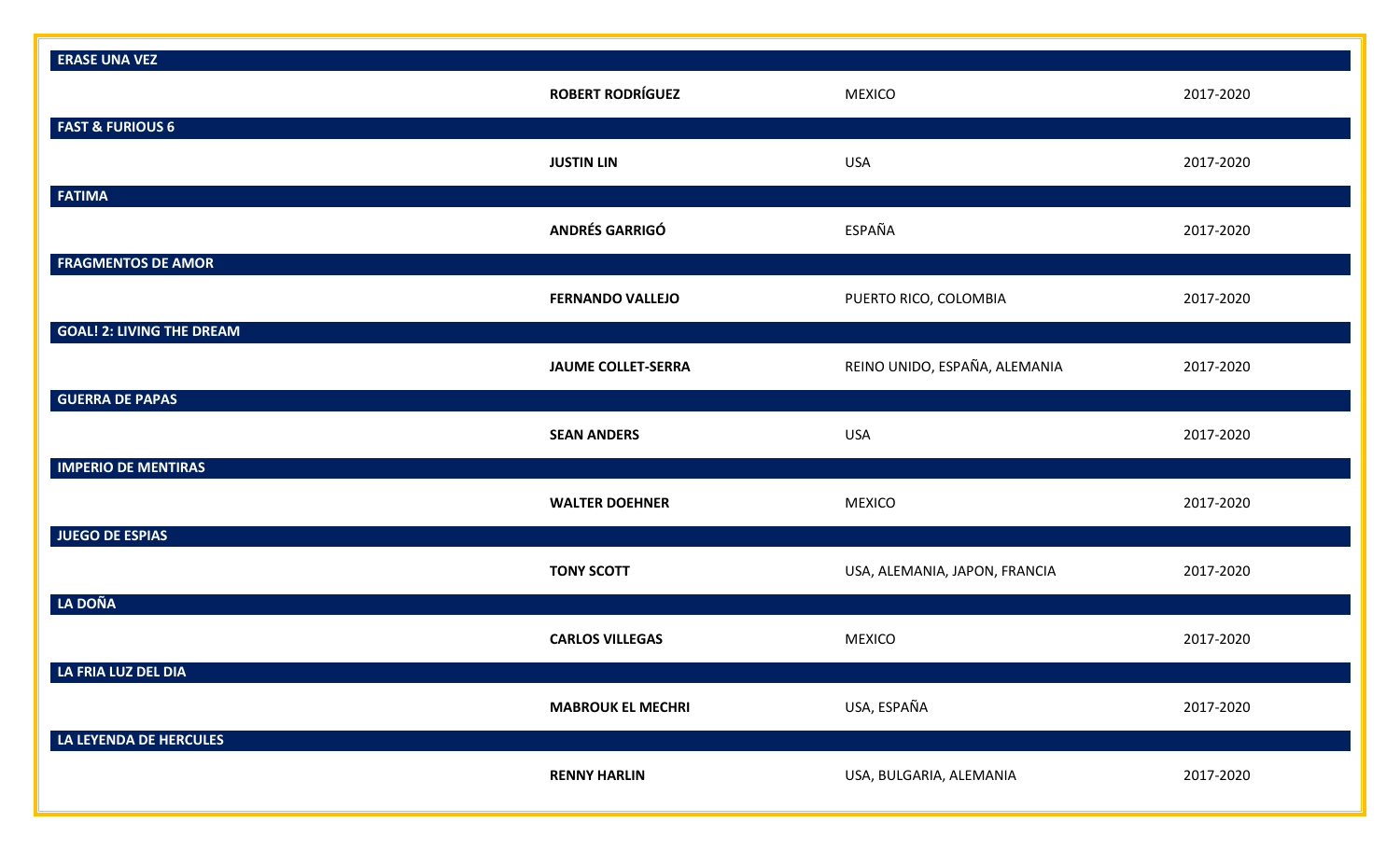| Título | Director | País | Periodo |
|---|---|---|---|
| **ERASE UNA VEZ** | | | |
| | **ROBERT RODRÍGUEZ** | MEXICO | 2017-2020 |
| **FAST & FURIOUS 6** | | | |
| | **JUSTIN LIN** | USA | 2017-2020 |
| **FATIMA** | | | |
| | **ANDRÉS GARRIGÓ** | ESPAÑA | 2017-2020 |
| **FRAGMENTOS DE AMOR** | | | |
| | **FERNANDO VALLEJO** | PUERTO RICO, COLOMBIA | 2017-2020 |
| **GOAL! 2: LIVING THE DREAM** | | | |
| | **JAUME COLLET-SERRA** | REINO UNIDO, ESPAÑA, ALEMANIA | 2017-2020 |
| **GUERRA DE PAPAS** | | | |
| | **SEAN ANDERS** | USA | 2017-2020 |
| **IMPERIO DE MENTIRAS** | | | |
| | **WALTER DOEHNER** | MEXICO | 2017-2020 |
| **JUEGO DE ESPIAS** | | | |
| | **TONY SCOTT** | USA, ALEMANIA, JAPON, FRANCIA | 2017-2020 |
| **LA DOÑA** | | | |
| | **CARLOS VILLEGAS** | MEXICO | 2017-2020 |
| **LA FRIA LUZ DEL DIA** | | | |
| | **MABROUK EL MECHRI** | USA, ESPAÑA | 2017-2020 |
| **LA LEYENDA DE HERCULES** | | | |
| | **RENNY HARLIN** | USA, BULGARIA, ALEMANIA | 2017-2020 |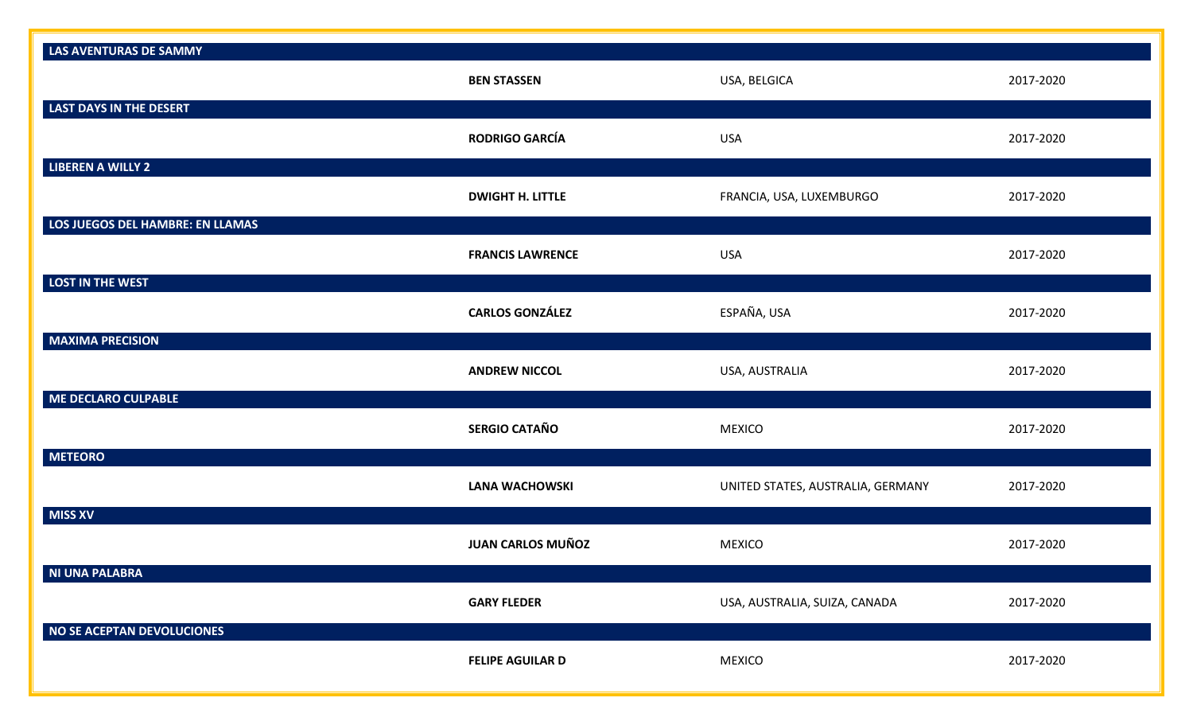| LAS AVENTURAS DE SAMMY | | | |
| --- | --- | --- | --- |
| | **BEN STASSEN** | USA, BELGICA | 2017-2020 |
| **LAST DAYS IN THE DESERT** | | | |
| | **RODRIGO GARCÍA** | USA | 2017-2020 |
| **LIBEREN A WILLY 2** | | | |
| | **DWIGHT H. LITTLE** | FRANCIA, USA, LUXEMBURGO | 2017-2020 |
| **LOS JUEGOS DEL HAMBRE: EN LLAMAS** | | | |
| | **FRANCIS LAWRENCE** | USA | 2017-2020 |
| **LOST IN THE WEST** | | | |
| | **CARLOS GONZÁLEZ** | ESPAÑA, USA | 2017-2020 |
| **MAXIMA PRECISION** | | | |
| | **ANDREW NICCOL** | USA, AUSTRALIA | 2017-2020 |
| **ME DECLARO CULPABLE** | | | |
| | **SERGIO CATAÑO** | MEXICO | 2017-2020 |
| **METEORO** | | | |
| | **LANA WACHOWSKI** | UNITED STATES, AUSTRALIA, GERMANY | 2017-2020 |
| **MISS XV** | | | |
| | **JUAN CARLOS MUÑOZ** | MEXICO | 2017-2020 |
| **NI UNA PALABRA** | | | |
| | **GARY FLEDER** | USA, AUSTRALIA, SUIZA, CANADA | 2017-2020 |
| **NO SE ACEPTAN DEVOLUCIONES** | | | |
| | **FELIPE AGUILAR D** | MEXICO | 2017-2020 |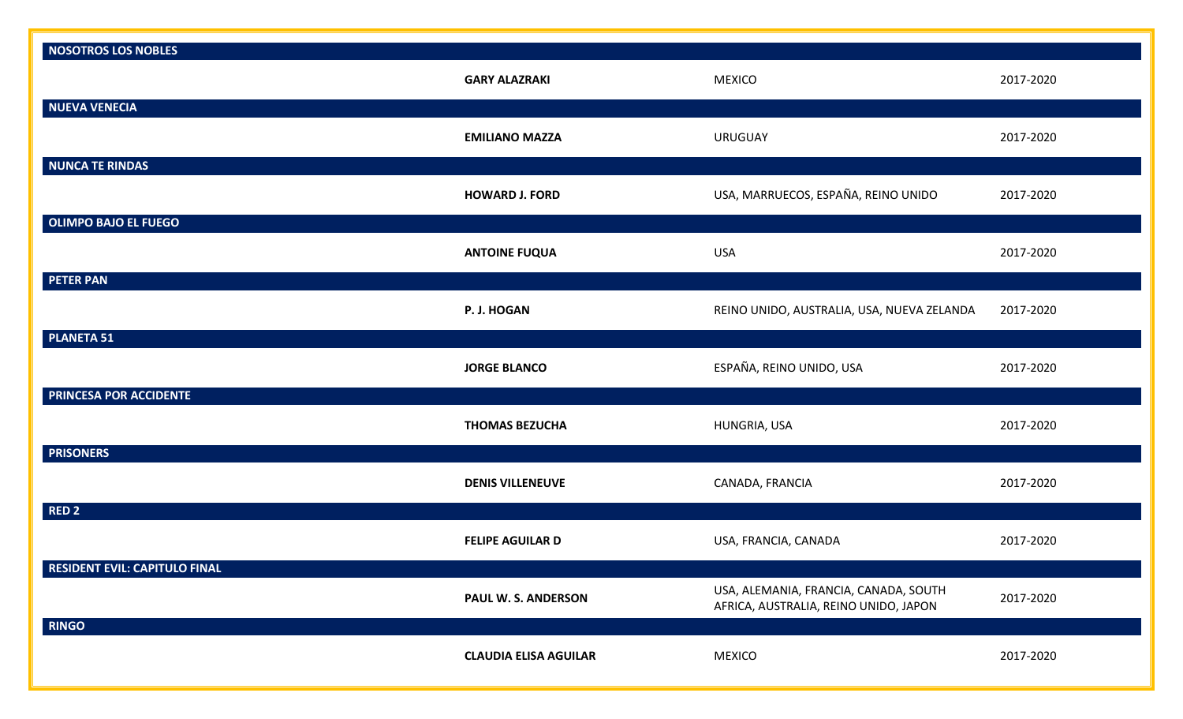| NOSOTROS LOS NOBLES | | | |
|---|---|---|---|
| | **GARY ALAZRAKI** | MEXICO | 2017-2020 |
| **NUEVA VENECIA** | | | |
| | **EMILIANO MAZZA** | URUGUAY | 2017-2020 |
| **NUNCA TE RINDAS** | | | |
| | **HOWARD J. FORD** | USA, MARRUECOS, ESPAÑA, REINO UNIDO | 2017-2020 |
| **OLIMPO BAJO EL FUEGO** | | | |
| | **ANTOINE FUQUA** | USA | 2017-2020 |
| **PETER PAN** | | | |
| | **P. J. HOGAN** | REINO UNIDO, AUSTRALIA, USA, NUEVA ZELANDA | 2017-2020 |
| **PLANETA 51** | | | |
| | **JORGE BLANCO** | ESPAÑA, REINO UNIDO, USA | 2017-2020 |
| **PRINCESA POR ACCIDENTE** | | | |
| | **THOMAS BEZUCHA** | HUNGRIA, USA | 2017-2020 |
| **PRISONERS** | | | |
| | **DENIS VILLENEUVE** | CANADA, FRANCIA | 2017-2020 |
| **RED 2** | | | |
| | **FELIPE AGUILAR D** | USA, FRANCIA, CANADA | 2017-2020 |
| **RESIDENT EVIL: CAPITULO FINAL** | | | |
| | **PAUL W. S. ANDERSON** | USA, ALEMANIA, FRANCIA, CANADA, SOUTH AFRICA, AUSTRALIA, REINO UNIDO, JAPON | 2017-2020 |
| **RINGO** | | | |
| | **CLAUDIA ELISA AGUILAR** | MEXICO | 2017-2020 |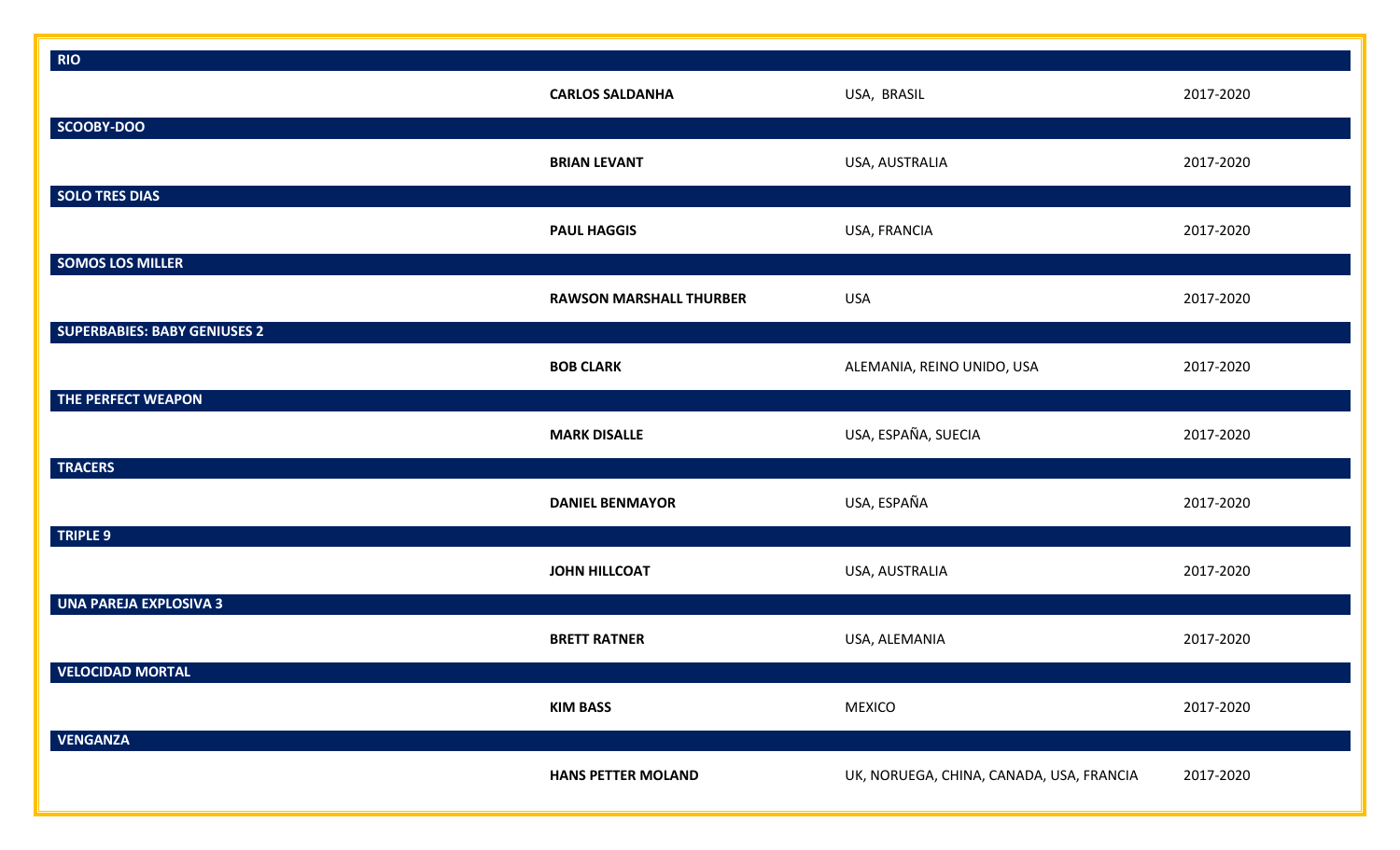| | | | |
|---|---|---|---|
| **RIO** | | | |
| | **CARLOS SALDANHA** | USA, BRASIL | 2017-2020 |
| **SCOOBY-DOO** | | | |
| | **BRIAN LEVANT** | USA, AUSTRALIA | 2017-2020 |
| **SOLO TRES DIAS** | | | |
| | **PAUL HAGGIS** | USA, FRANCIA | 2017-2020 |
| **SOMOS LOS MILLER** | | | |
| | **RAWSON MARSHALL THURBER** | USA | 2017-2020 |
| **SUPERBABIES: BABY GENIUSES 2** | | | |
| | **BOB CLARK** | ALEMANIA, REINO UNIDO, USA | 2017-2020 |
| **THE PERFECT WEAPON** | | | |
| | **MARK DISALLE** | USA, ESPAÑA, SUECIA | 2017-2020 |
| **TRACERS** | | | |
| | **DANIEL BENMAYOR** | USA, ESPAÑA | 2017-2020 |
| **TRIPLE 9** | | | |
| | **JOHN HILLCOAT** | USA, AUSTRALIA | 2017-2020 |
| **UNA PAREJA EXPLOSIVA 3** | | | |
| | **BRETT RATNER** | USA, ALEMANIA | 2017-2020 |
| **VELOCIDAD MORTAL** | | | |
| | **KIM BASS** | MEXICO | 2017-2020 |
| **VENGANZA** | | | |
| | **HANS PETTER MOLAND** | UK, NORUEGA, CHINA, CANADA, USA, FRANCIA | 2017-2020 |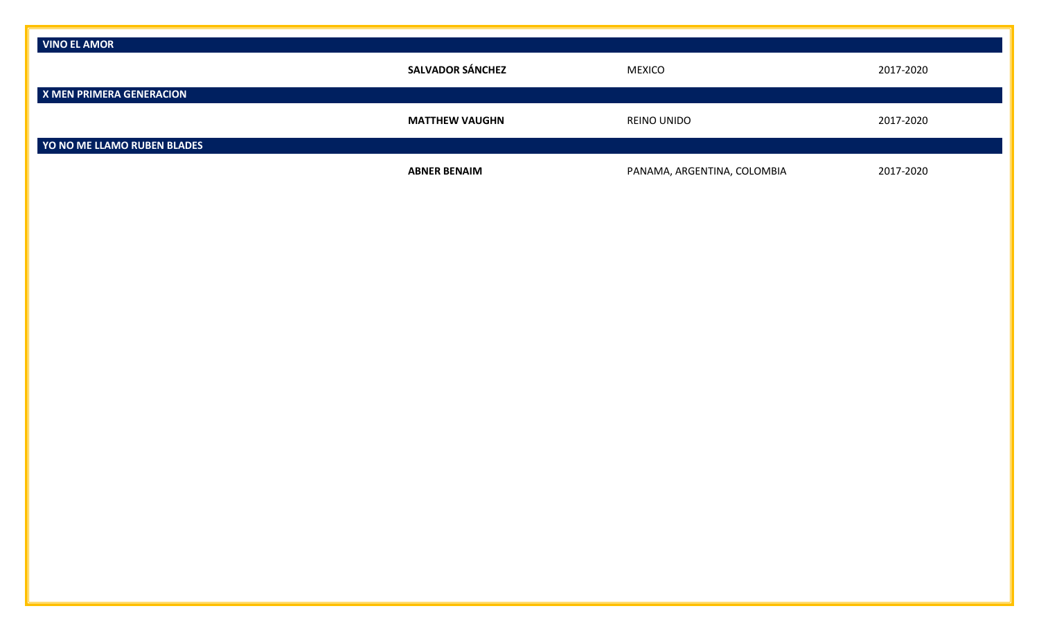| | | | |
|---|---|---|---|
| **VINO EL AMOR** | | | |
| | **SALVADOR SÁNCHEZ** | MEXICO | 2017-2020 |
| **X MEN PRIMERA GENERACION** | | | |
| | **MATTHEW VAUGHN** | REINO UNIDO | 2017-2020 |
| **YO NO ME LLAMO RUBEN BLADES** | | | |
| | **ABNER BENAIM** | PANAMA, ARGENTINA, COLOMBIA | 2017-2020 |